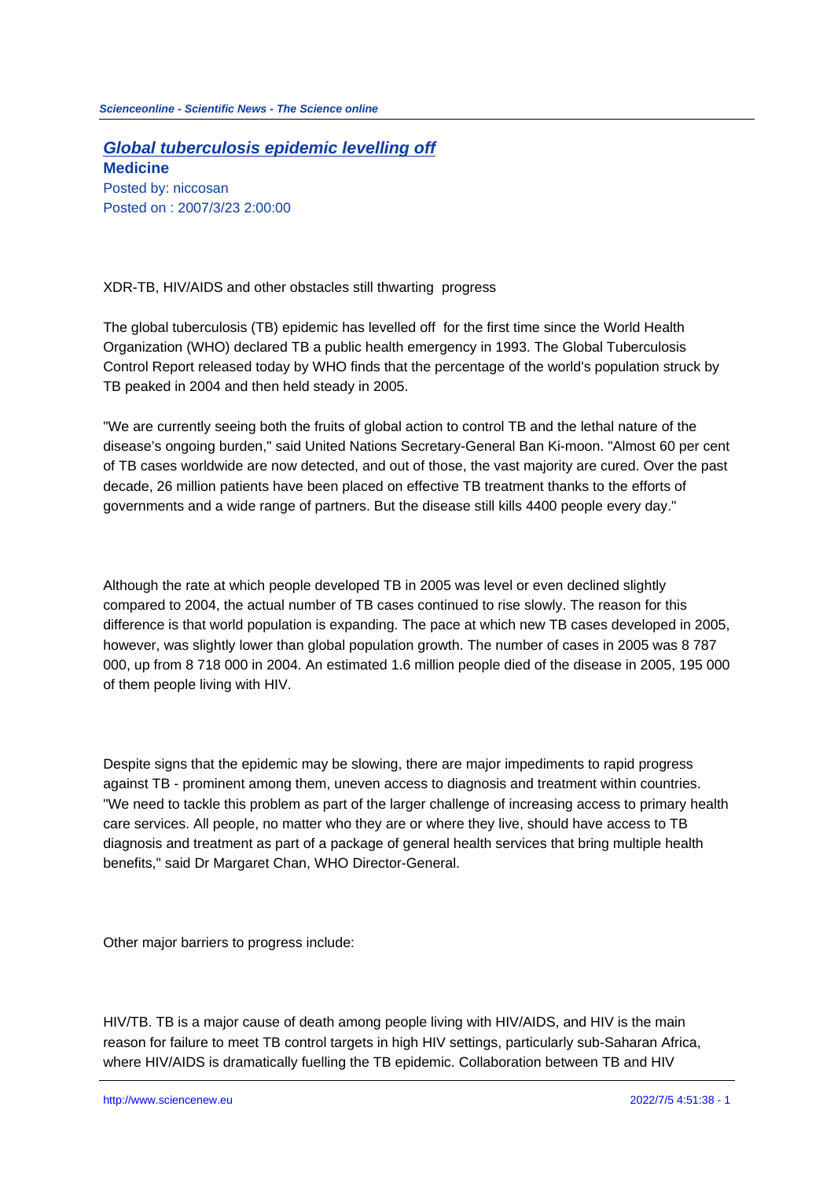# Global tuberculosis epidemic levelling off

**Medicine**

Posted by: niccosan

Posted on : 2007/3/23 2:00:00

XDR-TB, HIV/AIDS and other obstacles still thwarting progress

The global tuberculosis (TB) epidemic has levelled off for the first time since the World Health Organization (WHO) declared TB a public health emergency in 1993. The Global Tuberculosis Control Report released today by WHO finds that the percentage of the world's population struck by TB peaked in 2004 and then held steady in 2005.

"We are currently seeing both the fruits of global action to control TB and the lethal nature of the disease's ongoing burden," said United Nations Secretary-General Ban Ki-moon. "Almost 60 per cent of TB cases worldwide are now detected, and out of those, the vast majority are cured. Over the past decade, 26 million patients have been placed on effective TB treatment thanks to the efforts of governments and a wide range of partners. But the disease still kills 4400 people every day."

Although the rate at which people developed TB in 2005 was level or even declined slightly compared to 2004, the actual number of TB cases continued to rise slowly. The reason for this difference is that world population is expanding. The pace at which new TB cases developed in 2005, however, was slightly lower than global population growth. The number of cases in 2005 was 8 787 000, up from 8 718 000 in 2004. An estimated 1.6 million people died of the disease in 2005, 195 000 of them people living with HIV.

Despite signs that the epidemic may be slowing, there are major impediments to rapid progress against TB - prominent among them, uneven access to diagnosis and treatment within countries. "We need to tackle this problem as part of the larger challenge of increasing access to primary health care services. All people, no matter who they are or where they live, should have access to TB diagnosis and treatment as part of a package of general health services that bring multiple health benefits," said Dr Margaret Chan, WHO Director-General.

Other major barriers to progress include:

HIV/TB. TB is a major cause of death among people living with HIV/AIDS, and HIV is the main reason for failure to meet TB control targets in high HIV settings, particularly sub-Saharan Africa, where HIV/AIDS is dramatically fuelling the TB epidemic. Collaboration between TB and HIV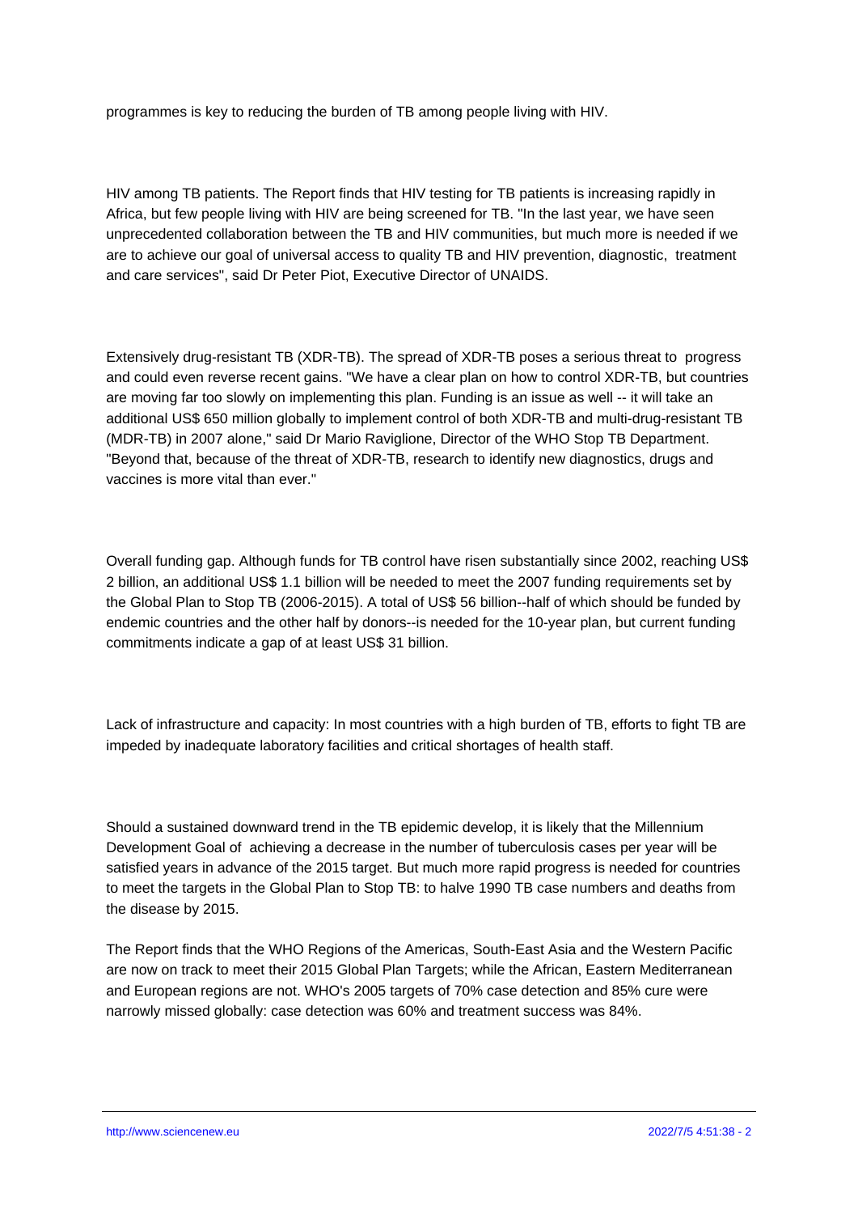programmes is key to reducing the burden of TB among people living with HIV.

HIV among TB patients. The Report finds that HIV testing for TB patients is increasing rapidly in Africa, but few people living with HIV are being screened for TB. "In the last year, we have seen unprecedented collaboration between the TB and HIV communities, but much more is needed if we are to achieve our goal of universal access to quality TB and HIV prevention, diagnostic, treatment and care services", said Dr Peter Piot, Executive Director of UNAIDS.

Extensively drug-resistant TB (XDR-TB). The spread of XDR-TB poses a serious threat to progress and could even reverse recent gains. "We have a clear plan on how to control XDR-TB, but countries are moving far too slowly on implementing this plan. Funding is an issue as well -- it will take an additional US$ 650 million globally to implement control of both XDR-TB and multi-drug-resistant TB (MDR-TB) in 2007 alone," said Dr Mario Raviglione, Director of the WHO Stop TB Department. "Beyond that, because of the threat of XDR-TB, research to identify new diagnostics, drugs and vaccines is more vital than ever."

Overall funding gap. Although funds for TB control have risen substantially since 2002, reaching US$ 2 billion, an additional US$ 1.1 billion will be needed to meet the 2007 funding requirements set by the Global Plan to Stop TB (2006-2015). A total of US$ 56 billion--half of which should be funded by endemic countries and the other half by donors--is needed for the 10-year plan, but current funding commitments indicate a gap of at least US$ 31 billion.

Lack of infrastructure and capacity: In most countries with a high burden of TB, efforts to fight TB are impeded by inadequate laboratory facilities and critical shortages of health staff.

Should a sustained downward trend in the TB epidemic develop, it is likely that the Millennium Development Goal of achieving a decrease in the number of tuberculosis cases per year will be satisfied years in advance of the 2015 target. But much more rapid progress is needed for countries to meet the targets in the Global Plan to Stop TB: to halve 1990 TB case numbers and deaths from the disease by 2015.

The Report finds that the WHO Regions of the Americas, South-East Asia and the Western Pacific are now on track to meet their 2015 Global Plan Targets; while the African, Eastern Mediterranean and European regions are not. WHO's 2005 targets of 70% case detection and 85% cure were narrowly missed globally: case detection was 60% and treatment success was 84%.